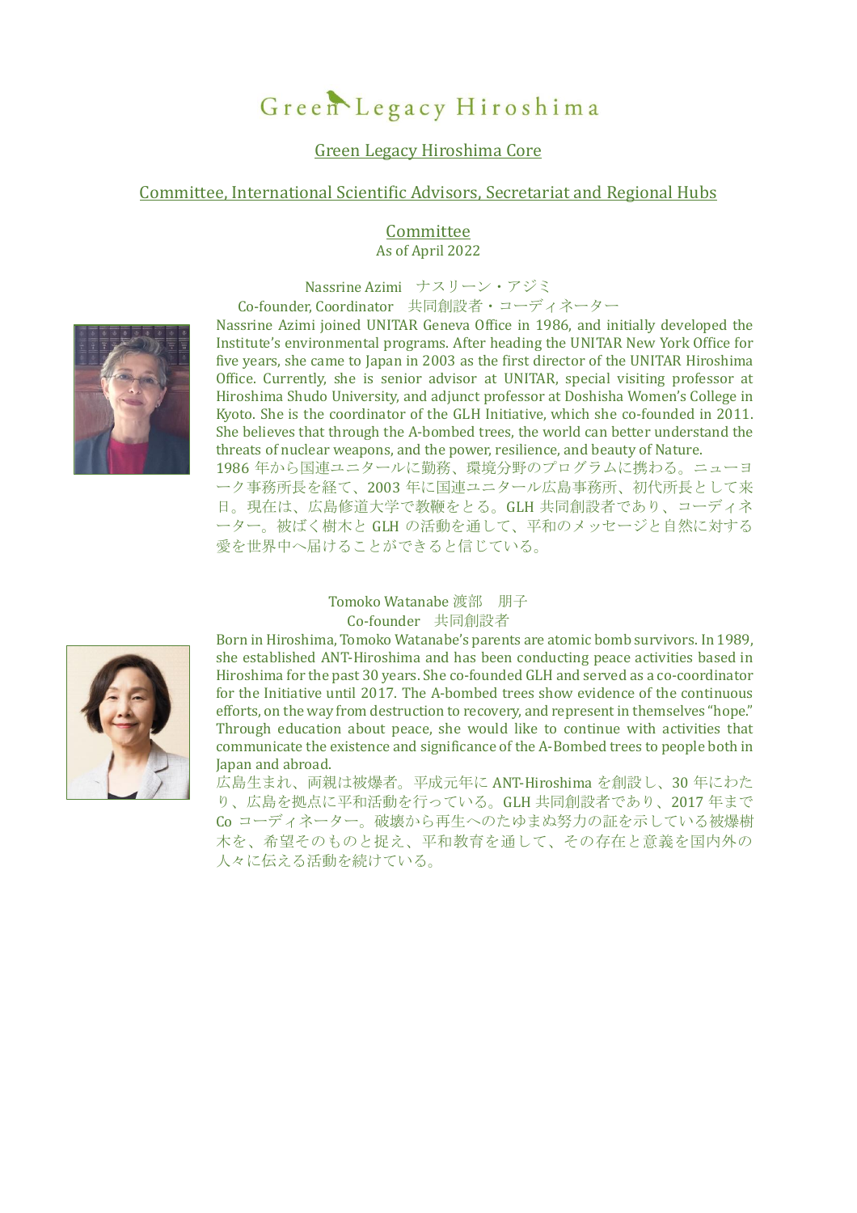# Green Legacy Hiroshima

## Green Legacy Hiroshima Core

## Committee, International Scientific Advisors, Secretariat and Regional Hubs

### Committee

As of April 2022

**Nassrine Azimi　ナスリーン・アジミ**

Co-founder, Coordinator　共同創設者・コーディネーター

Nassrine Azimi joined UNITAR Geneva Office in 1986, and initially developed the Institute's environmental programs. After heading the UNITAR New York Office for five years, she came to Japan in 2003 as the first director of the UNITAR Hiroshima Office. Currently, she is senior advisor at UNITAR, special visiting professor at Hiroshima Shudo University, and adjunct professor at Doshisha Women's College in Kyoto. She is the coordinator of the GLH Initiative, which she co-founded in 2011. She believes that through the A-bombed trees, the world can better understand the threats of nuclear weapons, and the power, resilience, and beauty of Nature.

1986 年から国連ユニタールに勤務、環境分野のプログラムに携わる。ニューヨーク事務所長を経て、2003 年に国連ユニタール広島事務所、初代所長として来日。現在は、広島修道大学で教鞭をとる。GLH 共同創設者であり、コーディネーター。被ばく樹木と GLH の活動を通して、平和のメッセージと自然に対する愛を世界中へ届けることができると信じている。

**Tomoko Watanabe 渡部　朋子**

Co-founder　共同創設者

Born in Hiroshima, Tomoko Watanabe's parents are atomic bomb survivors. In 1989, she established ANT-Hiroshima and has been conducting peace activities based in Hiroshima for the past 30 years. She co-founded GLH and served as a co-coordinator for the Initiative until 2017. The A-bombed trees show evidence of the continuous efforts, on the way from destruction to recovery, and represent in themselves "hope." Through education about peace, she would like to continue with activities that communicate the existence and significance of the A-Bombed trees to people both in Japan and abroad.

広島生まれ、両親は被爆者。平成元年に ANT-Hiroshima を創設し、30 年にわたり、広島を拠点に平和活動を行っている。GLH 共同創設者であり、2017 年まで Co コーディネーター。破壊から再生へのたゆまぬ努力の証を示している被爆樹木を、希望そのものと捉え、平和教育を通して、その存在と意義を国内外の人々に伝える活動を続けている。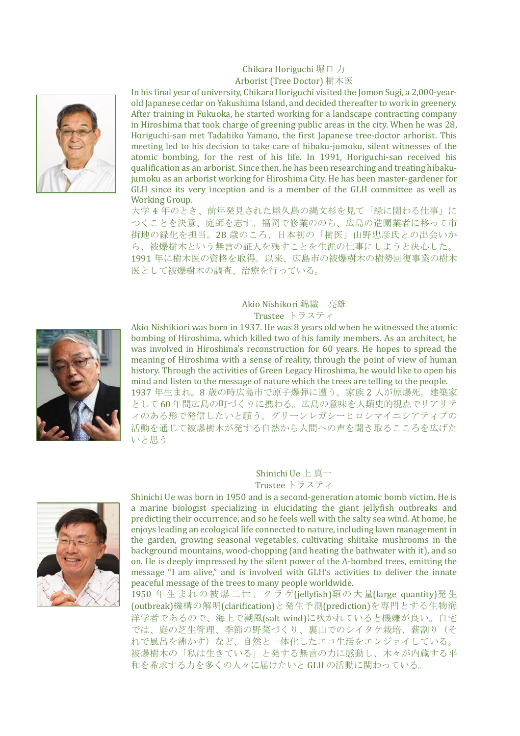Chikara Horiguchi 堀口 力
Arborist (Tree Doctor) 樹木医

In his final year of university, Chikara Horiguchi visited the Jomon Sugi, a 2,000-year-old Japanese cedar on Yakushima Island, and decided thereafter to work in greenery. After training in Fukuoka, he started working for a landscape contracting company in Hiroshima that took charge of greening public areas in the city. When he was 28, Horiguchi-san met Tadahiko Yamano, the first Japanese tree-doctor arborist. This meeting led to his decision to take care of hibaku-jumoku, silent witnesses of the atomic bombing, for the rest of his life. In 1991, Horiguchi-san received his qualification as an arborist. Since then, he has been researching and treating hibaku-jumoku as an arborist working for Hiroshima City. He has been master-gardener for GLH since its very inception and is a member of the GLH committee as well as Working Group.

大学 4 年のとき、前年発見された屋久島の縄文杉を見て「緑に関わる仕事」につくことを決意、庭師を志す。福岡で修業ののち、広島の造園業者に移って市街地の緑化を担当。28 歳のころ、日本初の「樹医」山野忠彦氏との出会いから、被爆樹木という無言の証人を残すことを生涯の仕事にしようと決心した。1991 年に樹木医の資格を取得。以来、広島市の被爆樹木の樹勢回復事業の樹木医として被爆樹木の調査、治療を行っている。

Akio Nishikori 錦織　亮雄
Trustee トラスティ

Akio Nishikiori was born in 1937. He was 8 years old when he witnessed the atomic bombing of Hiroshima, which killed two of his family members. As an architect, he was involved in Hiroshima's reconstruction for 60 years. He hopes to spread the meaning of Hiroshima with a sense of reality, through the point of view of human history. Through the activities of Green Legacy Hiroshima, he would like to open his mind and listen to the message of nature which the trees are telling to the people.

1937 年生まれ。8 歳の時広島市で原子爆弾に遭う。家族 2 人が原爆死。建築家として 60 年間広島の町づくりに携わる。広島の意味を人類史的視点でリアリティのある形で発信したいと願う。グリーンレガシーヒロシマイニシアティブの活動を通じて被爆樹木が発する自然から人間への声を聞き取るこころを広げたいと思う

Shinichi Ue 上 真一
Trustee トラスティ

Shinichi Ue was born in 1950 and is a second-generation atomic bomb victim. He is a marine biologist specializing in elucidating the giant jellyfish outbreaks and predicting their occurrence, and so he feels well with the salty sea wind. At home, he enjoys leading an ecological life connected to nature, including lawn management in the garden, growing seasonal vegetables, cultivating shiitake mushrooms in the background mountains, wood-chopping (and heating the bathwater with it), and so on. He is deeply impressed by the silent power of the A-bombed trees, emitting the message "I am alive," and is involved with GLH's activities to deliver the innate peaceful message of the trees to many people worldwide.

1950 年生まれの被爆二世。クラゲ(jellyfish)類の大量(large quantity)発生(outbreak)機構の解明(clarification)と発生予測(prediction)を専門とする生物海洋学者であるので、海上で潮風(salt wind)に吹かれていると機嫌が良い。自宅では、庭の芝生管理、季節の野菜づくり、裏山でのシイタケ栽培、薪割り（それで風呂を沸かす）など、自然と一体化したエコ生活をエンジョイしている。被爆樹木の「私は生きている」と発する無言の力に感動し、木々が内蔵する平和を希求する力を多くの人々に届けたいと GLH の活動に関わっている。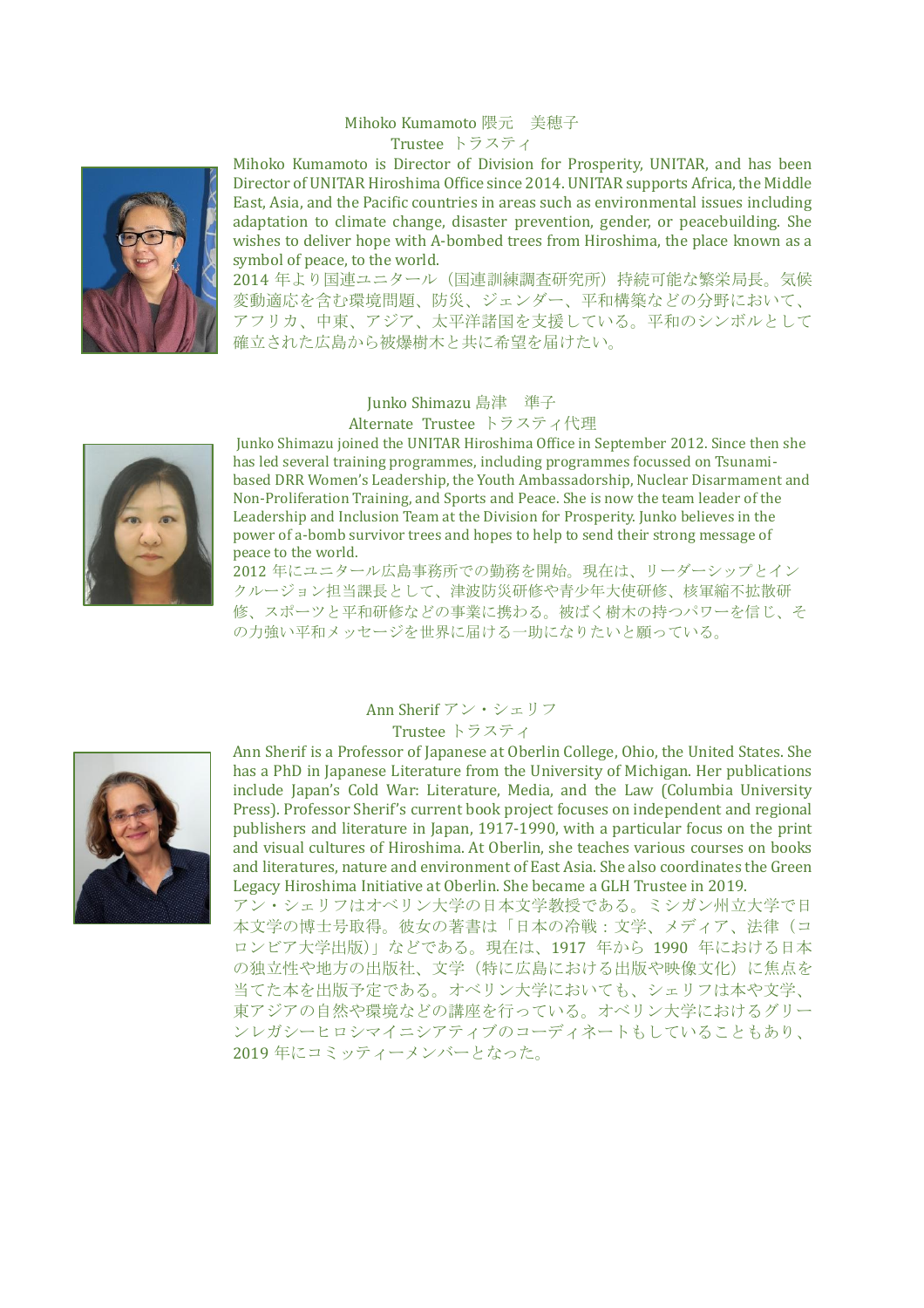### Mihoko Kumamoto 隈元　美穂子
Trustee トラスティ

Mihoko Kumamoto is Director of Division for Prosperity, UNITAR, and has been Director of UNITAR Hiroshima Office since 2014. UNITAR supports Africa, the Middle East, Asia, and the Pacific countries in areas such as environmental issues including adaptation to climate change, disaster prevention, gender, or peacebuilding. She wishes to deliver hope with A-bombed trees from Hiroshima, the place known as a symbol of peace, to the world.

2014 年より国連ユニタール（国連訓練調査研究所）持続可能な繁栄局長。気候変動適応を含む環境問題、防災、ジェンダー、平和構築などの分野において、アフリカ、中東、アジア、太平洋諸国を支援している。平和のシンボルとして確立された広島から被爆樹木と共に希望を届けたい。

### Junko Shimazu 島津　準子
Alternate Trustee トラスティ代理

Junko Shimazu joined the UNITAR Hiroshima Office in September 2012. Since then she has led several training programmes, including programmes focussed on Tsunami-based DRR Women's Leadership, the Youth Ambassadorship, Nuclear Disarmament and Non-Proliferation Training, and Sports and Peace. She is now the team leader of the Leadership and Inclusion Team at the Division for Prosperity. Junko believes in the power of a-bomb survivor trees and hopes to help to send their strong message of peace to the world.

2012 年にユニタール広島事務所での勤務を開始。現在は、リーダーシップとインクルージョン担当課長として、津波防災研修や青少年大使研修、核軍縮不拡散研修、スポーツと平和研修などの事業に携わる。被ばく樹木の持つパワーを信じ、その力強い平和メッセージを世界に届ける一助になりたいと願っている。

### Ann Sherif アン・シェリフ
Trustee トラスティ

Ann Sherif is a Professor of Japanese at Oberlin College, Ohio, the United States. She has a PhD in Japanese Literature from the University of Michigan. Her publications include Japan's Cold War: Literature, Media, and the Law (Columbia University Press). Professor Sherif's current book project focuses on independent and regional publishers and literature in Japan, 1917-1990, with a particular focus on the print and visual cultures of Hiroshima. At Oberlin, she teaches various courses on books and literatures, nature and environment of East Asia. She also coordinates the Green Legacy Hiroshima Initiative at Oberlin. She became a GLH Trustee in 2019.

アン・シェリフはオベリン大学の日本文学教授である。ミシガン州立大学で日本文学の博士号取得。彼女の著書は「日本の冷戦：文学、メディア、法律（コロンビア大学出版）」などである。現在は、1917 年から 1990 年における日本の独立性や地方の出版社、文学（特に広島における出版や映像文化）に焦点を当てた本を出版予定である。オベリン大学においても、シェリフは本や文学、東アジアの自然や環境などの講座を行っている。オベリン大学におけるグリーンレガシーヒロシマイニシアティブのコーディネートもしていることもあり、2019 年にコミッティーメンバーとなった。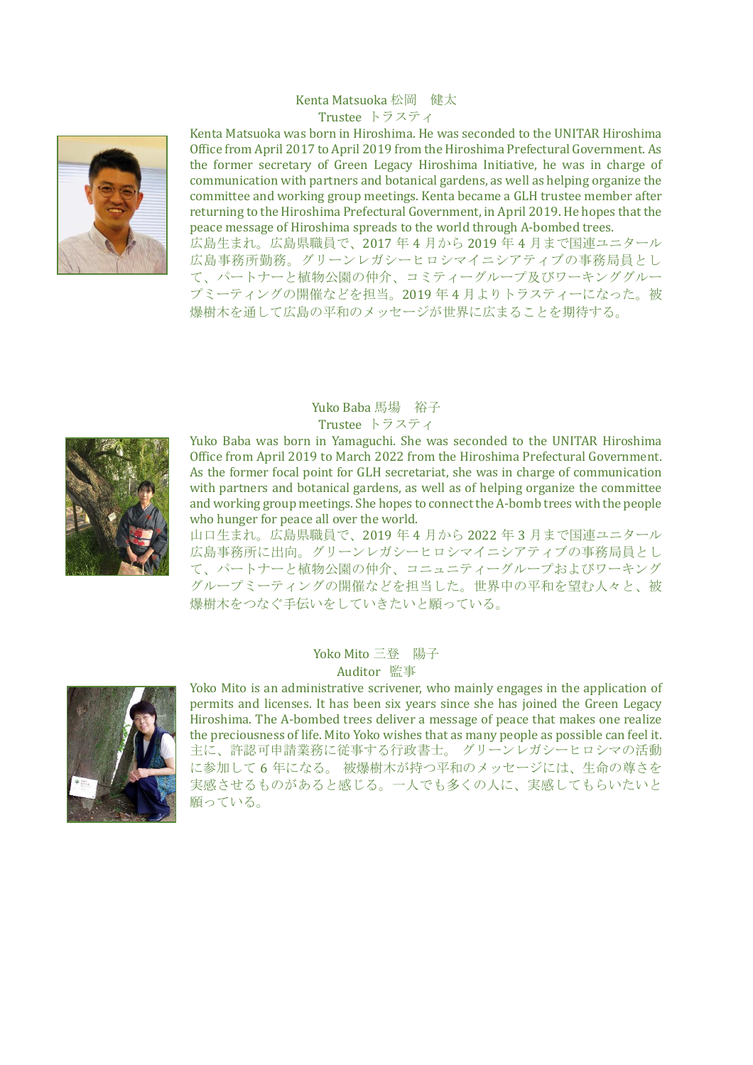### Kenta Matsuoka 松岡　健太

Trustee トラスティ

Kenta Matsuoka was born in Hiroshima. He was seconded to the UNITAR Hiroshima Office from April 2017 to April 2019 from the Hiroshima Prefectural Government. As the former secretary of Green Legacy Hiroshima Initiative, he was in charge of communication with partners and botanical gardens, as well as helping organize the committee and working group meetings. Kenta became a GLH trustee member after returning to the Hiroshima Prefectural Government, in April 2019. He hopes that the peace message of Hiroshima spreads to the world through A-bombed trees.

広島生まれ。広島県職員で、2017 年 4 月から 2019 年 4 月まで国連ユニタール広島事務所勤務。グリーンレガシーヒロシマイニシアティブの事務局員として、パートナーと植物公園の仲介、コミティーグループ及びワーキンググループミーティングの開催などを担当。2019 年 4 月よりトラスティーになった。被爆樹木を通して広島の平和のメッセージが世界に広まることを期待する。

### Yuko Baba 馬場　裕子

Trustee トラスティ

Yuko Baba was born in Yamaguchi. She was seconded to the UNITAR Hiroshima Office from April 2019 to March 2022 from the Hiroshima Prefectural Government. As the former focal point for GLH secretariat, she was in charge of communication with partners and botanical gardens, as well as of helping organize the committee and working group meetings. She hopes to connect the A-bomb trees with the people who hunger for peace all over the world.

山口生まれ。広島県職員で、2019 年 4 月から 2022 年 3 月まで国連ユニタール広島事務所に出向。グリーンレガシーヒロシマイニシアティブの事務局員として、パートナーと植物公園の仲介、コニュニティーグループおよびワーキンググループミーティングの開催などを担当した。世界中の平和を望む人々と、被爆樹木をつなぐ手伝いをしていきたいと願っている。

### Yoko Mito 三登　陽子

Auditor 監事

Yoko Mito is an administrative scrivener, who mainly engages in the application of permits and licenses. It has been six years since she has joined the Green Legacy Hiroshima. The A-bombed trees deliver a message of peace that makes one realize the preciousness of life. Mito Yoko wishes that as many people as possible can feel it.

主に、許認可申請業務に従事する行政書士。 グリーンレガシーヒロシマの活動に参加して 6 年になる。 被爆樹木が持つ平和のメッセージには、生命の尊さを実感させるものがあると感じる。一人でも多くの人に、実感してもらいたいと願っている。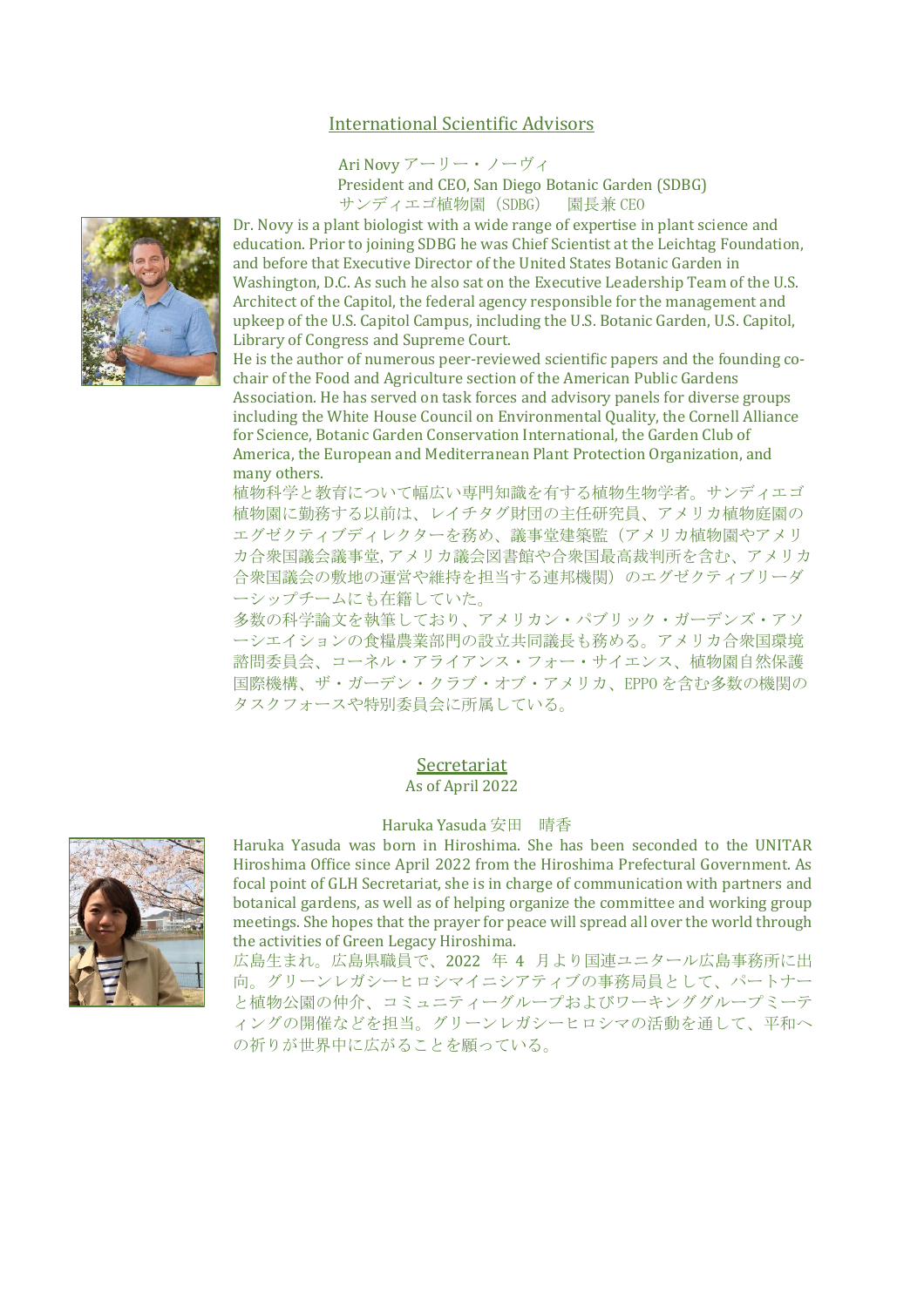## International Scientific Advisors

Ari Novy アーリー・ノーヴィ
President and CEO, San Diego Botanic Garden (SDBG)
サンディエゴ植物園（SDBG）　園長兼 CEO

Dr. Novy is a plant biologist with a wide range of expertise in plant science and education. Prior to joining SDBG he was Chief Scientist at the Leichtag Foundation, and before that Executive Director of the United States Botanic Garden in Washington, D.C. As such he also sat on the Executive Leadership Team of the U.S. Architect of the Capitol, the federal agency responsible for the management and upkeep of the U.S. Capitol Campus, including the U.S. Botanic Garden, U.S. Capitol, Library of Congress and Supreme Court.

He is the author of numerous peer-reviewed scientific papers and the founding co-chair of the Food and Agriculture section of the American Public Gardens Association. He has served on task forces and advisory panels for diverse groups including the White House Council on Environmental Quality, the Cornell Alliance for Science, Botanic Garden Conservation International, the Garden Club of America, the European and Mediterranean Plant Protection Organization, and many others.

植物科学と教育について幅広い専門知識を有する植物生物学者。サンディエゴ植物園に勤務する以前は、レイチタグ財団の主任研究員、アメリカ植物庭園のエグゼクティブディレクターを務め、議事堂建築監（アメリカ植物園やアメリカ合衆国議会議事堂, アメリカ議会図書館や合衆国最高裁判所を含む、アメリカ合衆国議会の敷地の運営や維持を担当する連邦機関）のエグゼクティブリーダーシップチームにも在籍していた。

多数の科学論文を執筆しており、アメリカン・パブリック・ガーデンズ・アソーシエイションの食糧農業部門の設立共同議長も務める。アメリカ合衆国環境諮問委員会、コーネル・アライアンス・フォー・サイエンス、植物園自然保護国際機構、ザ・ガーデン・クラブ・オブ・アメリカ、EPPO を含む多数の機関のタスクフォースや特別委員会に所属している。

## Secretariat

As of April 2022

Haruka Yasuda 安田　晴香

Haruka Yasuda was born in Hiroshima. She has been seconded to the UNITAR Hiroshima Office since April 2022 from the Hiroshima Prefectural Government. As focal point of GLH Secretariat, she is in charge of communication with partners and botanical gardens, as well as of helping organize the committee and working group meetings. She hopes that the prayer for peace will spread all over the world through the activities of Green Legacy Hiroshima.

広島生まれ。広島県職員で、2022 年 4 月より国連ユニタール広島事務所に出向。グリーンレガシーヒロシマイニシアティブの事務局員として、パートナーと植物公園の仲介、コミュニティーグループおよびワーキンググループミーティングの開催などを担当。グリーンレガシーヒロシマの活動を通して、平和への祈りが世界中に広がることを願っている。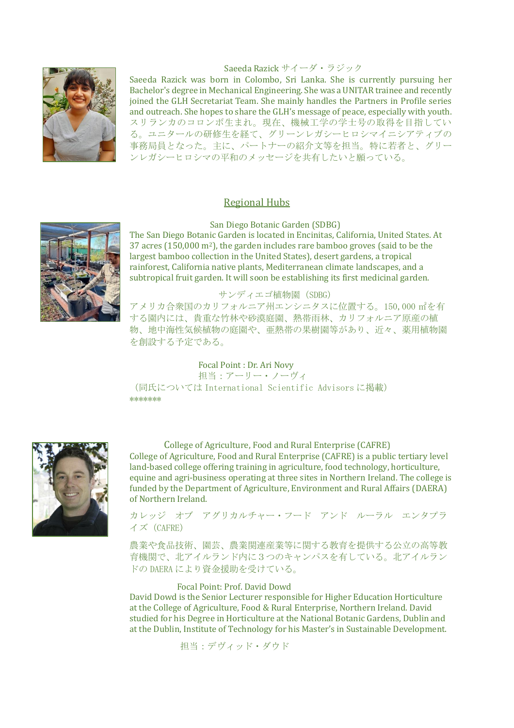### Saeeda Razick サイーダ・ラジック

Saeeda Razick was born in Colombo, Sri Lanka. She is currently pursuing her Bachelor's degree in Mechanical Engineering. She was a UNITAR trainee and recently joined the GLH Secretariat Team. She mainly handles the Partners in Profile series and outreach. She hopes to share the GLH's message of peace, especially with youth.

スリランカのコロンボ生まれ。現在、機械工学の学士号の取得を目指している。ユニタールの研修生を経て、グリーンレガシーヒロシマイニシアティブの事務局員となった。主に、パートナーの紹介文等を担当。特に若者と、グリーンレガシーヒロシマの平和のメッセージを共有したいと願っている。

## Regional Hubs

### San Diego Botanic Garden (SDBG)

The San Diego Botanic Garden is located in Encinitas, California, United States. At 37 acres (150,000 m$^2$), the garden includes rare bamboo groves (said to be the largest bamboo collection in the United States), desert gardens, a tropical rainforest, California native plants, Mediterranean climate landscapes, and a subtropical fruit garden. It will soon be establishing its first medicinal garden.

サンディエゴ植物園（SDBG）

アメリカ合衆国のカリフォルニア州エンシニタスに位置する。150,000 ㎡を有する園内には、貴重な竹林や砂漠庭園、熱帯雨林、カリフォルニア原産の植物、地中海性気候植物の庭園や、亜熱帯の果樹園等があり、近々、薬用植物園を創設する予定である。

Focal Point : Dr. Ari Novy

担当：アーリー・ノーヴィ

（同氏については International Scientific Advisors に掲載）

*******

### College of Agriculture, Food and Rural Enterprise (CAFRE)

College of Agriculture, Food and Rural Enterprise (CAFRE) is a public tertiary level land-based college offering training in agriculture, food technology, horticulture, equine and agri-business operating at three sites in Northern Ireland. The college is funded by the Department of Agriculture, Environment and Rural Affairs (DAERA) of Northern Ireland.

カレッジ　オブ　アグリカルチャー・フード　アンド　ルーラル　エンタプライズ（CAFRE）

農業や食品技術、園芸、農業関連産業等に関する教育を提供する公立の高等教育機関で、北アイルランド内に３つのキャンパスを有している。北アイルランドの DAERA により資金援助を受けている。

Focal Point: Prof. David Dowd

David Dowd is the Senior Lecturer responsible for Higher Education Horticulture at the College of Agriculture, Food & Rural Enterprise, Northern Ireland. David studied for his Degree in Horticulture at the National Botanic Gardens, Dublin and at the Dublin, Institute of Technology for his Master's in Sustainable Development.

担当：デヴィッド・ダウド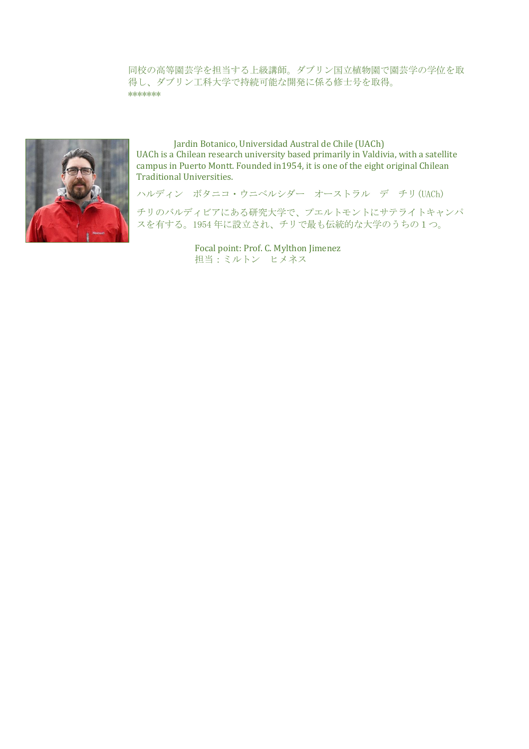同校の高等園芸学を担当する上級講師。ダブリン国立植物園で園芸学の学位を取得し、ダブリン工科大学で持続可能な開発に係る修士号を取得。
*******

Jardin Botanico, Universidad Austral de Chile (UACh)

UACh is a Chilean research university based primarily in Valdivia, with a satellite campus in Puerto Montt. Founded in1954, it is one of the eight original Chilean Traditional Universities.

ハルディン　ボタニコ・ウニベルシダー　オーストラル　デ　チリ (UACh)

チリのバルディビアにある研究大学で、プエルトモントにサテライトキャンパスを有する。1954 年に設立され、チリで最も伝統的な大学のうちの 1 つ。

Focal point: Prof. C. Mylthon Jimenez
担当：ミルトン　ヒメネス